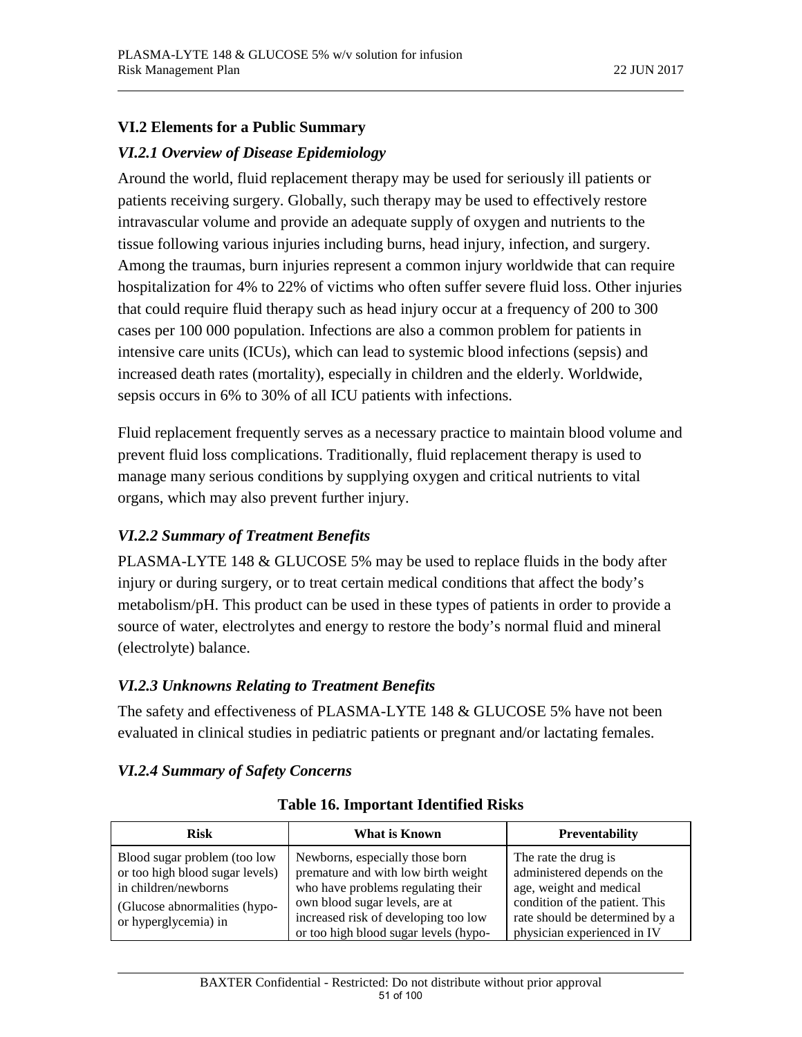## VI.2 Elements for a Public Summary

### *VI.2.1 Overview of Disease Epidemiology*

Around the world, fluid replacement therapy may be used for seriously ill patients or patients receiving surgery. Globally, such therapy may be used to effectively restore intravascular volume and provide an adequate supply of oxygen and nutrients to the tissue following various injuries including burns, head injury, infection, and surgery. Among the traumas, burn injuries represent a common injury worldwide that can require hospitalization for 4% to 22% of victims who often suffer severe fluid loss. Other injuries that could require fluid therapy such as head injury occur at a frequency of 200 to 300 cases per 100 000 population. Infections are also a common problem for patients in intensive care units (ICUs), which can lead to systemic blood infections (sepsis) and increased death rates (mortality), especially in children and the elderly. Worldwide, sepsis occurs in 6% to 30% of all ICU patients with infections.

Fluid replacement frequently serves as a necessary practice to maintain blood volume and prevent fluid loss complications. Traditionally, fluid replacement therapy is used to manage many serious conditions by supplying oxygen and critical nutrients to vital organs, which may also prevent further injury.

### *VI.2.2 Summary of Treatment Benefits*

PLASMA-LYTE 148 & GLUCOSE 5% may be used to replace fluids in the body after injury or during surgery, or to treat certain medical conditions that affect the body's metabolism/pH. This product can be used in these types of patients in order to provide a source of water, electrolytes and energy to restore the body's normal fluid and mineral (electrolyte) balance.

### *VI.2.3 Unknowns Relating to Treatment Benefits*

The safety and effectiveness of PLASMA-LYTE 148 & GLUCOSE 5% have not been evaluated in clinical studies in pediatric patients or pregnant and/or lactating females.

### *VI.2.4 Summary of Safety Concerns*

**Table 16. Important Identified Risks**

| Risk | What is Known | Preventability |
|---|---|---|
| Blood sugar problem (too low or too high blood sugar levels) in children/newborns<br><br>(Glucose abnormalities (hypo- or hyperglycemia) in | Newborns, especially those born premature and with low birth weight who have problems regulating their own blood sugar levels, are at increased risk of developing too low or too high blood sugar levels (hypo- | The rate the drug is administered depends on the age, weight and medical condition of the patient. This rate should be determined by a physician experienced in IV |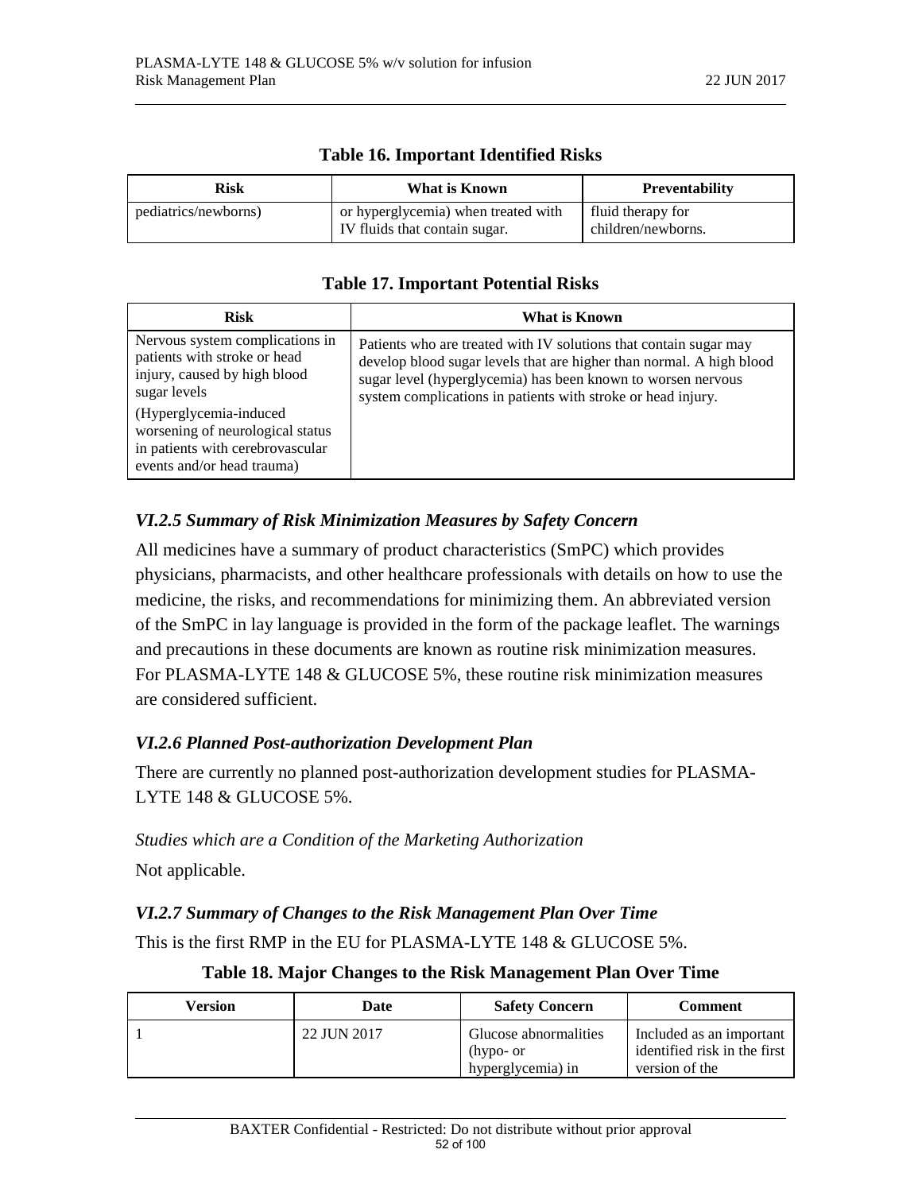**Table 16. Important Identified Risks**

| Risk | What is Known | Preventability |
|---|---|---|
| pediatrics/newborns) | or hyperglycemia) when treated with IV fluids that contain sugar. | fluid therapy for children/newborns. |

**Table 17. Important Potential Risks**

| Risk | What is Known |
|---|---|
| Nervous system complications in patients with stroke or head injury, caused by high blood sugar levels<br><br>(Hyperglycemia-induced worsening of neurological status in patients with cerebrovascular events and/or head trauma) | Patients who are treated with IV solutions that contain sugar may develop blood sugar levels that are higher than normal. A high blood sugar level (hyperglycemia) has been known to worsen nervous system complications in patients with stroke or head injury. |

### *VI.2.5 Summary of Risk Minimization Measures by Safety Concern*

All medicines have a summary of product characteristics (SmPC) which provides physicians, pharmacists, and other healthcare professionals with details on how to use the medicine, the risks, and recommendations for minimizing them. An abbreviated version of the SmPC in lay language is provided in the form of the package leaflet. The warnings and precautions in these documents are known as routine risk minimization measures. For PLASMA-LYTE 148 & GLUCOSE 5%, these routine risk minimization measures are considered sufficient.

### *VI.2.6 Planned Post-authorization Development Plan*

There are currently no planned post-authorization development studies for PLASMA-LYTE 148 & GLUCOSE 5%.

*Studies which are a Condition of the Marketing Authorization*

Not applicable.

### *VI.2.7 Summary of Changes to the Risk Management Plan Over Time*

This is the first RMP in the EU for PLASMA-LYTE 148 & GLUCOSE 5%.

**Table 18. Major Changes to the Risk Management Plan Over Time**

| Version | Date | Safety Concern | Comment |
|---|---|---|---|
| 1 | 22 JUN 2017 | Glucose abnormalities (hypo- or hyperglycemia) in | Included as an important identified risk in the first version of the |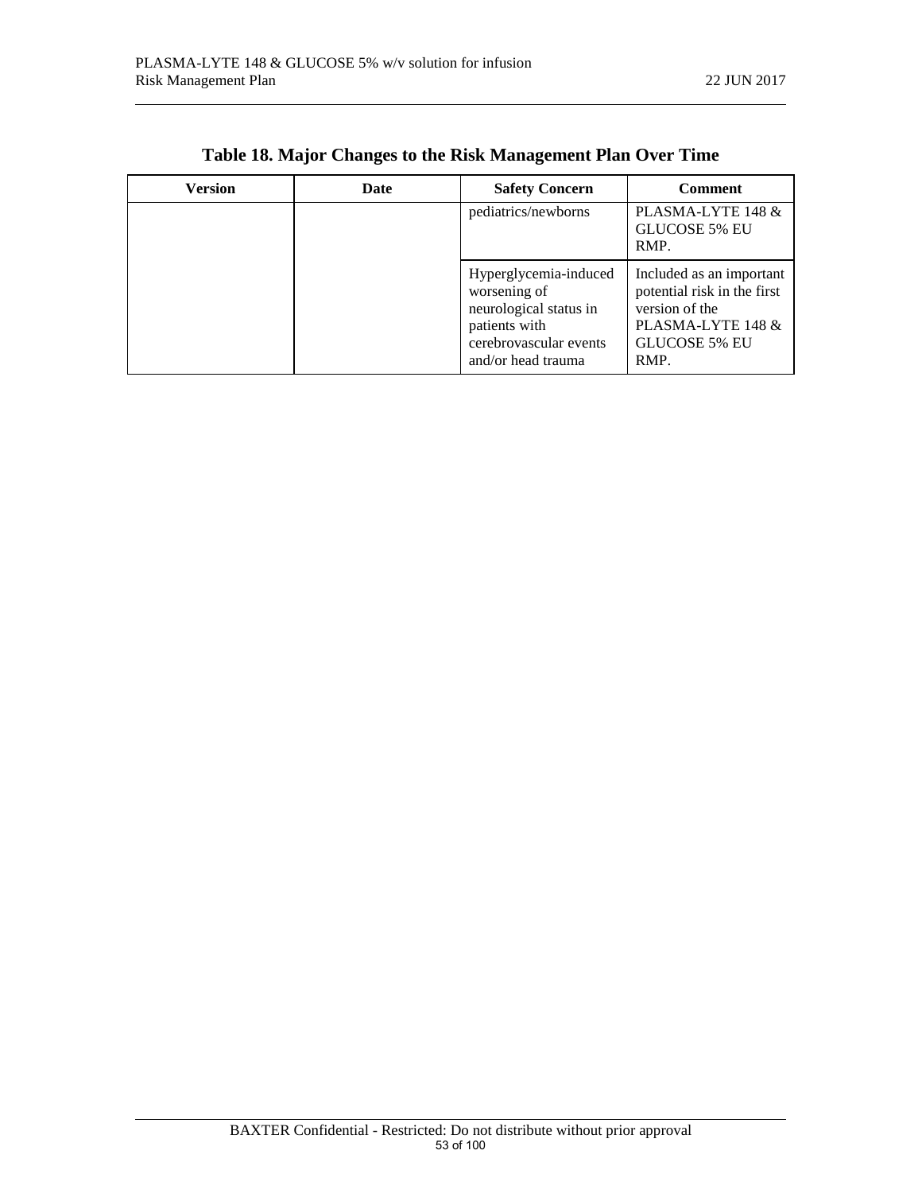**Table 18. Major Changes to the Risk Management Plan Over Time**

| Version | Date | Safety Concern | Comment |
|---|---|---|---|
| | | pediatrics/newborns | PLASMA-LYTE 148 & GLUCOSE 5% EU RMP. |
| | | Hyperglycemia-induced worsening of neurological status in patients with cerebrovascular events and/or head trauma | Included as an important potential risk in the first version of the PLASMA-LYTE 148 & GLUCOSE 5% EU RMP. |